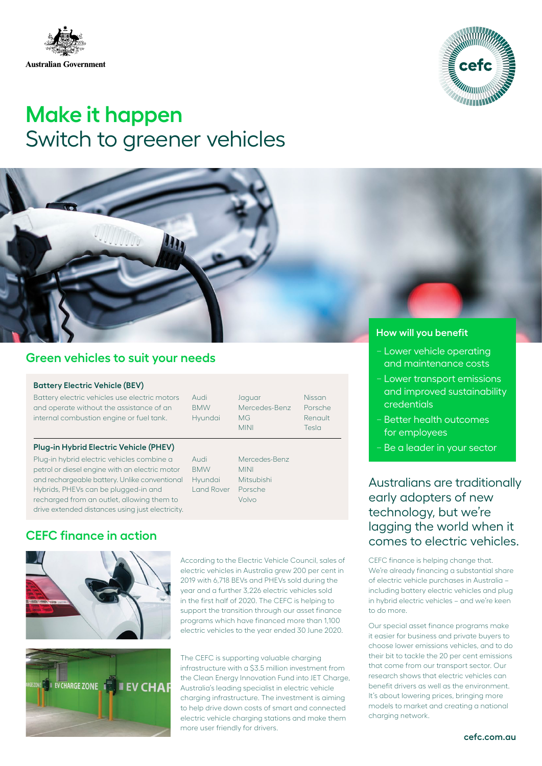Australian Government

# **Make it happen**
# Switch to greener vehicles

## How will you benefit

- Lower vehicle operating and maintenance costs
- Lower transport emissions and improved sustainability credentials
- Better health outcomes for employees
- Be a leader in your sector

## Green vehicles to suit your needs

### Battery Electric Vehicle (BEV)

Battery electric vehicles use electric motors and operate without the assistance of an internal combustion engine or fuel tank.

| | | |
|---|---|---|
| Audi | Jaguar | Nissan |
| BMW | Mercedes-Benz | Porsche |
| Hyundai | MG | Renault |
| | MINI | Tesla |

### Plug-in Hybrid Electric Vehicle (PHEV)

Plug-in hybrid electric vehicles combine a petrol or diesel engine with an electric motor and rechargeable battery. Unlike conventional Hybrids, PHEVs can be plugged-in and recharged from an outlet, allowing them to drive extended distances using just electricity.

| | |
|---|---|
| Audi | Mercedes-Benz |
| BMW | MINI |
| Hyundai | Mitsubishi |
| Land Rover | Porsche |
| | Volvo |

## CEFC finance in action

According to the Electric Vehicle Council, sales of electric vehicles in Australia grew 200 per cent in 2019 with 6,718 BEVs and PHEVs sold during the year and a further 3,226 electric vehicles sold in the first half of 2020. The CEFC is helping to support the transition through our asset finance programs which have financed more than 1,100 electric vehicles to the year ended 30 June 2020.

The CEFC is supporting valuable charging infrastructure with a $3.5 million investment from the Clean Energy Innovation Fund into JET Charge, Australia's leading specialist in electric vehicle charging infrastructure. The investment is aiming to help drive down costs of smart and connected electric vehicle charging stations and make them more user friendly for drivers.

## Australians are traditionally early adopters of new technology, but we're lagging the world when it comes to electric vehicles.

CEFC finance is helping change that. We're already financing a substantial share of electric vehicle purchases in Australia – including battery electric vehicles and plug in hybrid electric vehicles – and we're keen to do more.

Our special asset finance programs make it easier for business and private buyers to choose lower emissions vehicles, and to do their bit to tackle the 20 per cent emissions that come from our transport sector. Our research shows that electric vehicles can benefit drivers as well as the environment. It's about lowering prices, bringing more models to market and creating a national charging network.

**cefc.com.au**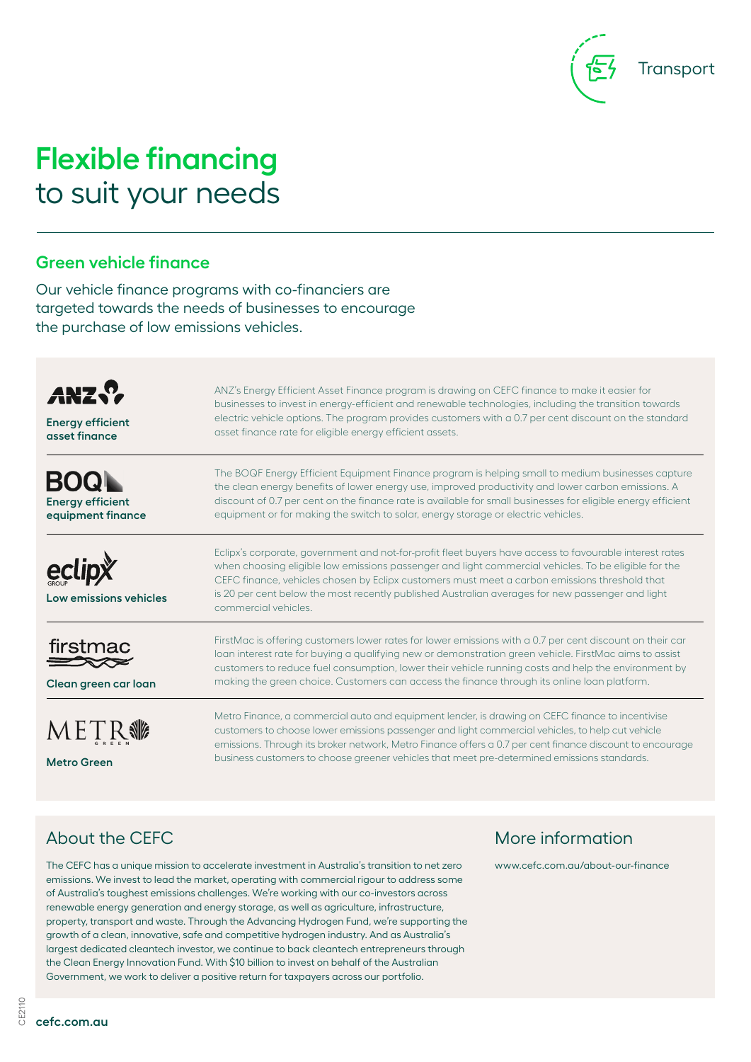Transport

# **Flexible financing** to suit your needs

## Green vehicle finance

Our vehicle finance programs with co-financiers are targeted towards the needs of businesses to encourage the purchase of low emissions vehicles.

**ANZ**
**Energy efficient asset finance**

ANZ's Energy Efficient Asset Finance program is drawing on CEFC finance to make it easier for businesses to invest in energy-efficient and renewable technologies, including the transition towards electric vehicle options. The program provides customers with a 0.7 per cent discount on the standard asset finance rate for eligible energy efficient assets.

**BOQ**
**Energy efficient equipment finance**

The BOQF Energy Efficient Equipment Finance program is helping small to medium businesses capture the clean energy benefits of lower energy use, improved productivity and lower carbon emissions. A discount of 0.7 per cent on the finance rate is available for small businesses for eligible energy efficient equipment or for making the switch to solar, energy storage or electric vehicles.

**eclipx GROUP**
**Low emissions vehicles**

Eclipx's corporate, government and not-for-profit fleet buyers have access to favourable interest rates when choosing eligible low emissions passenger and light commercial vehicles. To be eligible for the CEFC finance, vehicles chosen by Eclipx customers must meet a carbon emissions threshold that is 20 per cent below the most recently published Australian averages for new passenger and light commercial vehicles.

**firstmac**
**Clean green car loan**

FirstMac is offering customers lower rates for lower emissions with a 0.7 per cent discount on their car loan interest rate for buying a qualifying new or demonstration green vehicle. FirstMac aims to assist customers to reduce fuel consumption, lower their vehicle running costs and help the environment by making the green choice. Customers can access the finance through its online loan platform.

**METRO GREEN**
**Metro Green**

Metro Finance, a commercial auto and equipment lender, is drawing on CEFC finance to incentivise customers to choose lower emissions passenger and light commercial vehicles, to help cut vehicle emissions. Through its broker network, Metro Finance offers a 0.7 per cent finance discount to encourage business customers to choose greener vehicles that meet pre-determined emissions standards.

## About the CEFC

The CEFC has a unique mission to accelerate investment in Australia's transition to net zero emissions. We invest to lead the market, operating with commercial rigour to address some of Australia's toughest emissions challenges. We're working with our co-investors across renewable energy generation and energy storage, as well as agriculture, infrastructure, property, transport and waste. Through the Advancing Hydrogen Fund, we're supporting the growth of a clean, innovative, safe and competitive hydrogen industry. And as Australia's largest dedicated cleantech investor, we continue to back cleantech entrepreneurs through the Clean Energy Innovation Fund. With $10 billion to invest on behalf of the Australian Government, we work to deliver a positive return for taxpayers across our portfolio.

## More information

www.cefc.com.au/about-our-finance

CE2110

**cefc.com.au**